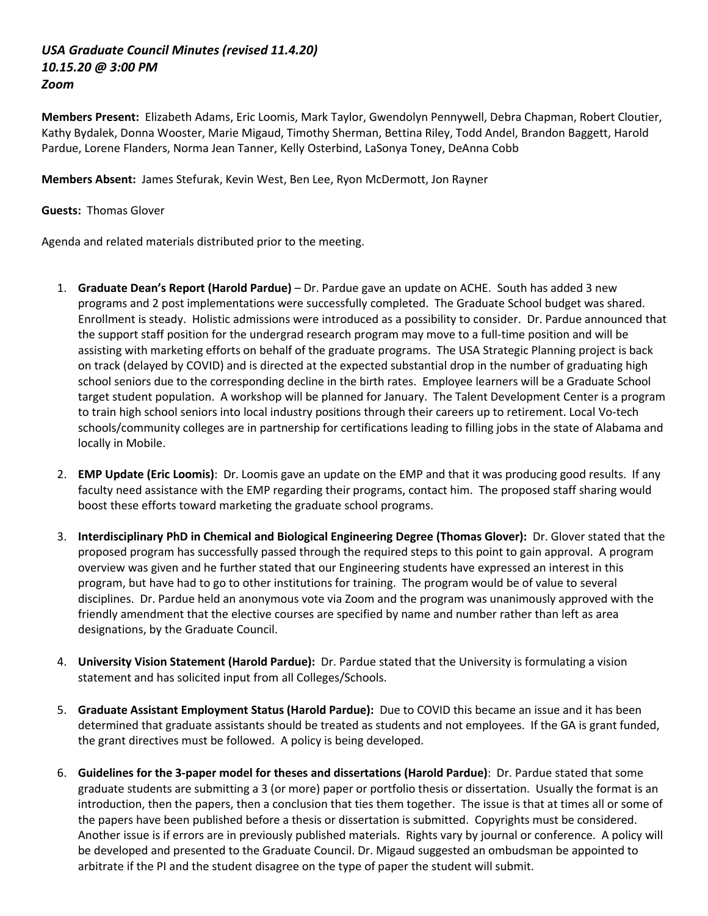***USA Graduate Council Minutes (revised 11.4.20)***
***10.15.20 @ 3:00 PM***
***Zoom***

**Members Present:** Elizabeth Adams, Eric Loomis, Mark Taylor, Gwendolyn Pennywell, Debra Chapman, Robert Cloutier, Kathy Bydalek, Donna Wooster, Marie Migaud, Timothy Sherman, Bettina Riley, Todd Andel, Brandon Baggett, Harold Pardue, Lorene Flanders, Norma Jean Tanner, Kelly Osterbind, LaSonya Toney, DeAnna Cobb

**Members Absent:** James Stefurak, Kevin West, Ben Lee, Ryon McDermott, Jon Rayner

**Guests:** Thomas Glover

Agenda and related materials distributed prior to the meeting.

1. **Graduate Dean's Report (Harold Pardue)** – Dr. Pardue gave an update on ACHE. South has added 3 new programs and 2 post implementations were successfully completed. The Graduate School budget was shared. Enrollment is steady. Holistic admissions were introduced as a possibility to consider. Dr. Pardue announced that the support staff position for the undergrad research program may move to a full-time position and will be assisting with marketing efforts on behalf of the graduate programs. The USA Strategic Planning project is back on track (delayed by COVID) and is directed at the expected substantial drop in the number of graduating high school seniors due to the corresponding decline in the birth rates. Employee learners will be a Graduate School target student population. A workshop will be planned for January. The Talent Development Center is a program to train high school seniors into local industry positions through their careers up to retirement. Local Vo-tech schools/community colleges are in partnership for certifications leading to filling jobs in the state of Alabama and locally in Mobile.

2. **EMP Update (Eric Loomis)**: Dr. Loomis gave an update on the EMP and that it was producing good results. If any faculty need assistance with the EMP regarding their programs, contact him. The proposed staff sharing would boost these efforts toward marketing the graduate school programs.

3. **Interdisciplinary PhD in Chemical and Biological Engineering Degree (Thomas Glover):** Dr. Glover stated that the proposed program has successfully passed through the required steps to this point to gain approval. A program overview was given and he further stated that our Engineering students have expressed an interest in this program, but have had to go to other institutions for training. The program would be of value to several disciplines. Dr. Pardue held an anonymous vote via Zoom and the program was unanimously approved with the friendly amendment that the elective courses are specified by name and number rather than left as area designations, by the Graduate Council.

4. **University Vision Statement (Harold Pardue):** Dr. Pardue stated that the University is formulating a vision statement and has solicited input from all Colleges/Schools.

5. **Graduate Assistant Employment Status (Harold Pardue):** Due to COVID this became an issue and it has been determined that graduate assistants should be treated as students and not employees. If the GA is grant funded, the grant directives must be followed. A policy is being developed.

6. **Guidelines for the 3-paper model for theses and dissertations (Harold Pardue)**: Dr. Pardue stated that some graduate students are submitting a 3 (or more) paper or portfolio thesis or dissertation. Usually the format is an introduction, then the papers, then a conclusion that ties them together. The issue is that at times all or some of the papers have been published before a thesis or dissertation is submitted. Copyrights must be considered. Another issue is if errors are in previously published materials. Rights vary by journal or conference. A policy will be developed and presented to the Graduate Council. Dr. Migaud suggested an ombudsman be appointed to arbitrate if the PI and the student disagree on the type of paper the student will submit.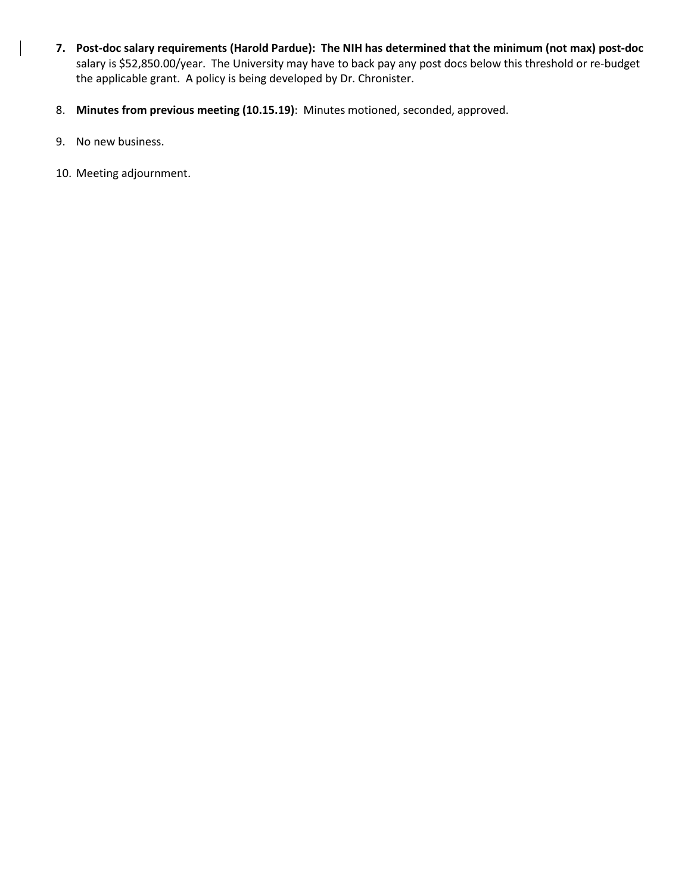7. **Post-doc salary requirements (Harold Pardue): The NIH has determined that the minimum (not max) post-doc** salary is $52,850.00/year. The University may have to back pay any post docs below this threshold or re-budget the applicable grant. A policy is being developed by Dr. Chronister.

8. **Minutes from previous meeting (10.15.19)**: Minutes motioned, seconded, approved.

9. No new business.

10. Meeting adjournment.